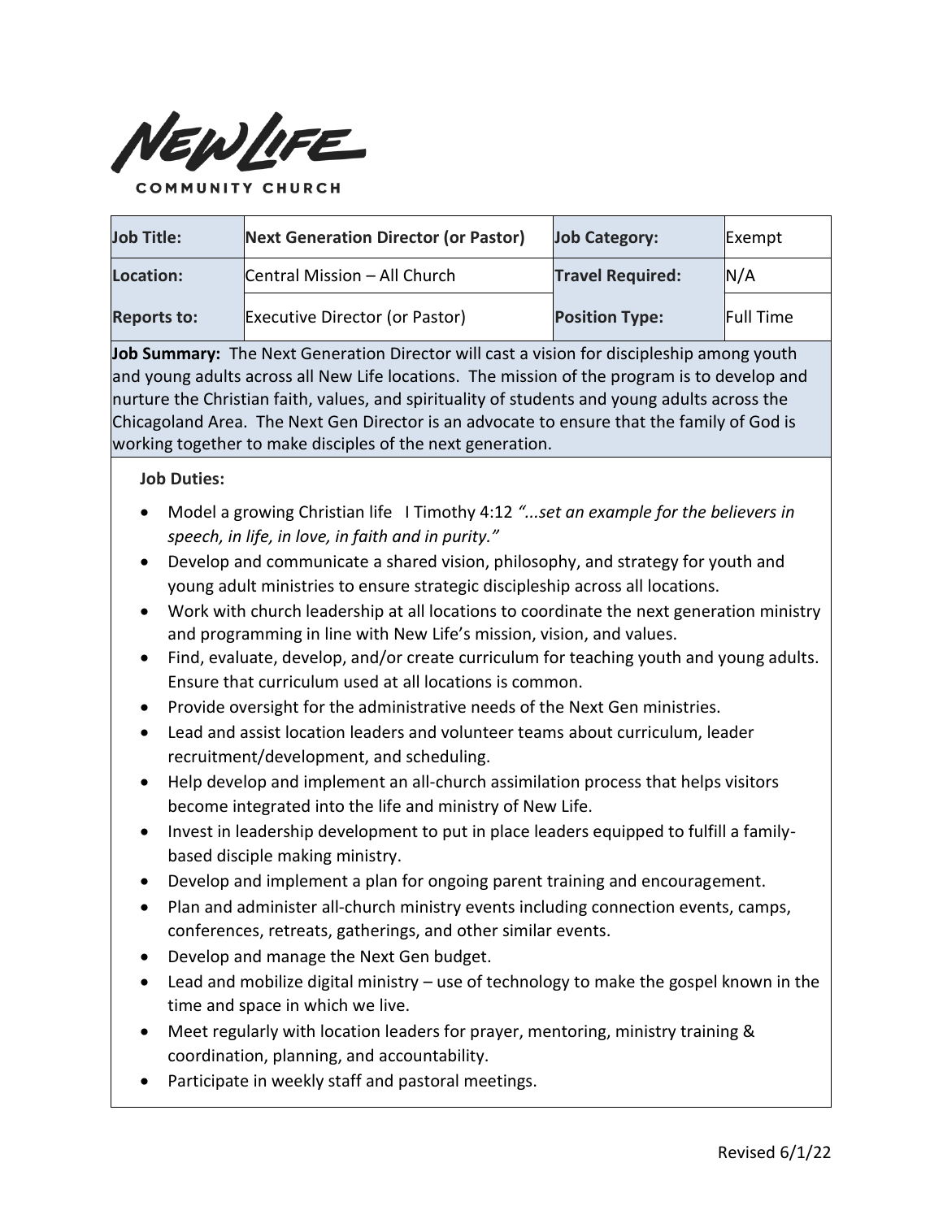**NEW LIFE**
**COMMUNITY CHURCH**

| **Job Title:** | **Next Generation Director (or Pastor)** | **Job Category:** | Exempt |
|---|---|---|---|
| **Location:** | Central Mission – All Church | **Travel Required:** | N/A |
| **Reports to:** | Executive Director (or Pastor) | **Position Type:** | Full Time |

**Job Summary:** The Next Generation Director will cast a vision for discipleship among youth and young adults across all New Life locations. The mission of the program is to develop and nurture the Christian faith, values, and spirituality of students and young adults across the Chicagoland Area. The Next Gen Director is an advocate to ensure that the family of God is working together to make disciples of the next generation.

**Job Duties:**

- Model a growing Christian life I Timothy 4:12 *"...set an example for the believers in speech, in life, in love, in faith and in purity."*
- Develop and communicate a shared vision, philosophy, and strategy for youth and young adult ministries to ensure strategic discipleship across all locations.
- Work with church leadership at all locations to coordinate the next generation ministry and programming in line with New Life's mission, vision, and values.
- Find, evaluate, develop, and/or create curriculum for teaching youth and young adults. Ensure that curriculum used at all locations is common.
- Provide oversight for the administrative needs of the Next Gen ministries.
- Lead and assist location leaders and volunteer teams about curriculum, leader recruitment/development, and scheduling.
- Help develop and implement an all-church assimilation process that helps visitors become integrated into the life and ministry of New Life.
- Invest in leadership development to put in place leaders equipped to fulfill a family-based disciple making ministry.
- Develop and implement a plan for ongoing parent training and encouragement.
- Plan and administer all-church ministry events including connection events, camps, conferences, retreats, gatherings, and other similar events.
- Develop and manage the Next Gen budget.
- Lead and mobilize digital ministry – use of technology to make the gospel known in the time and space in which we live.
- Meet regularly with location leaders for prayer, mentoring, ministry training & coordination, planning, and accountability.
- Participate in weekly staff and pastoral meetings.

Revised 6/1/22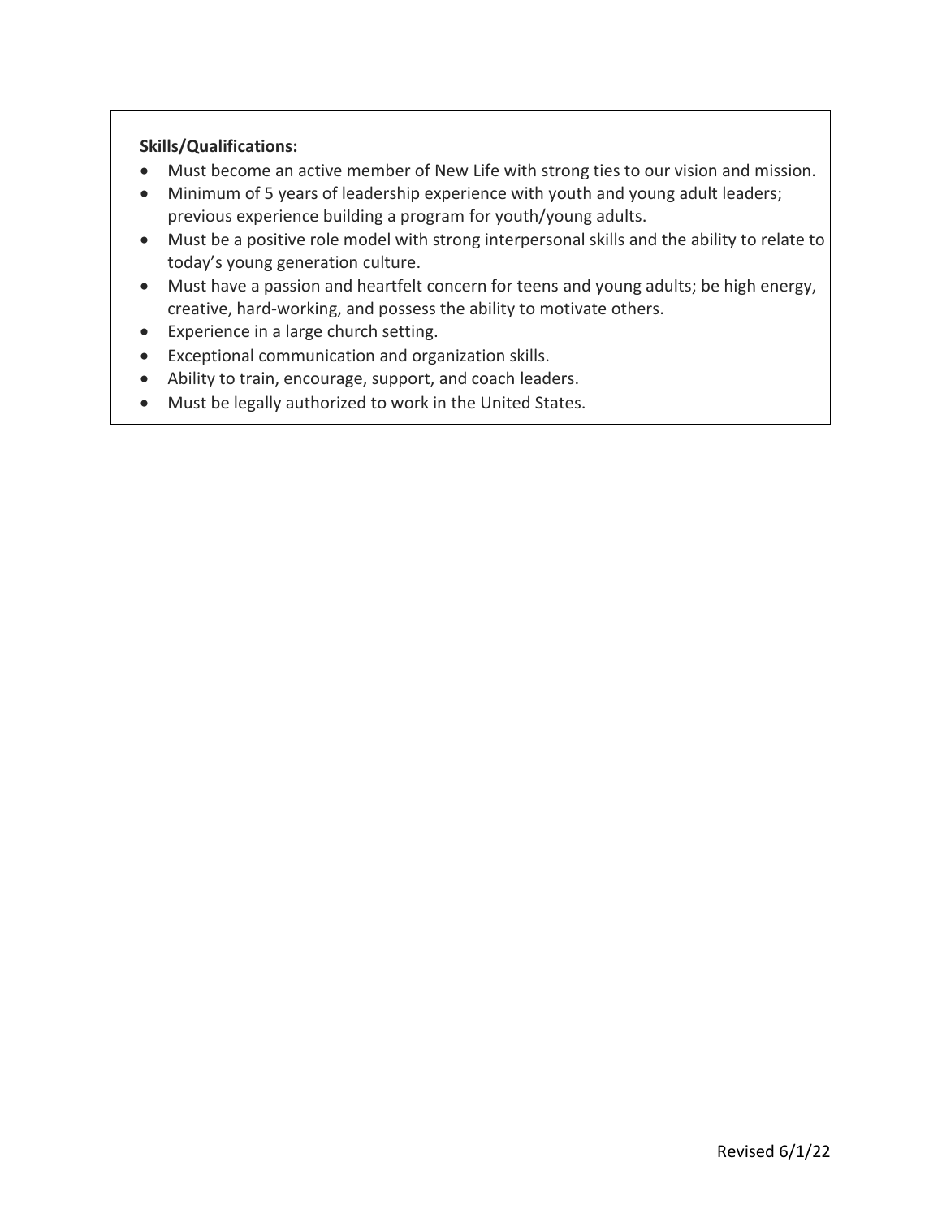**Skills/Qualifications:**

- Must become an active member of New Life with strong ties to our vision and mission.
- Minimum of 5 years of leadership experience with youth and young adult leaders; previous experience building a program for youth/young adults.
- Must be a positive role model with strong interpersonal skills and the ability to relate to today's young generation culture.
- Must have a passion and heartfelt concern for teens and young adults; be high energy, creative, hard-working, and possess the ability to motivate others.
- Experience in a large church setting.
- Exceptional communication and organization skills.
- Ability to train, encourage, support, and coach leaders.
- Must be legally authorized to work in the United States.

Revised 6/1/22